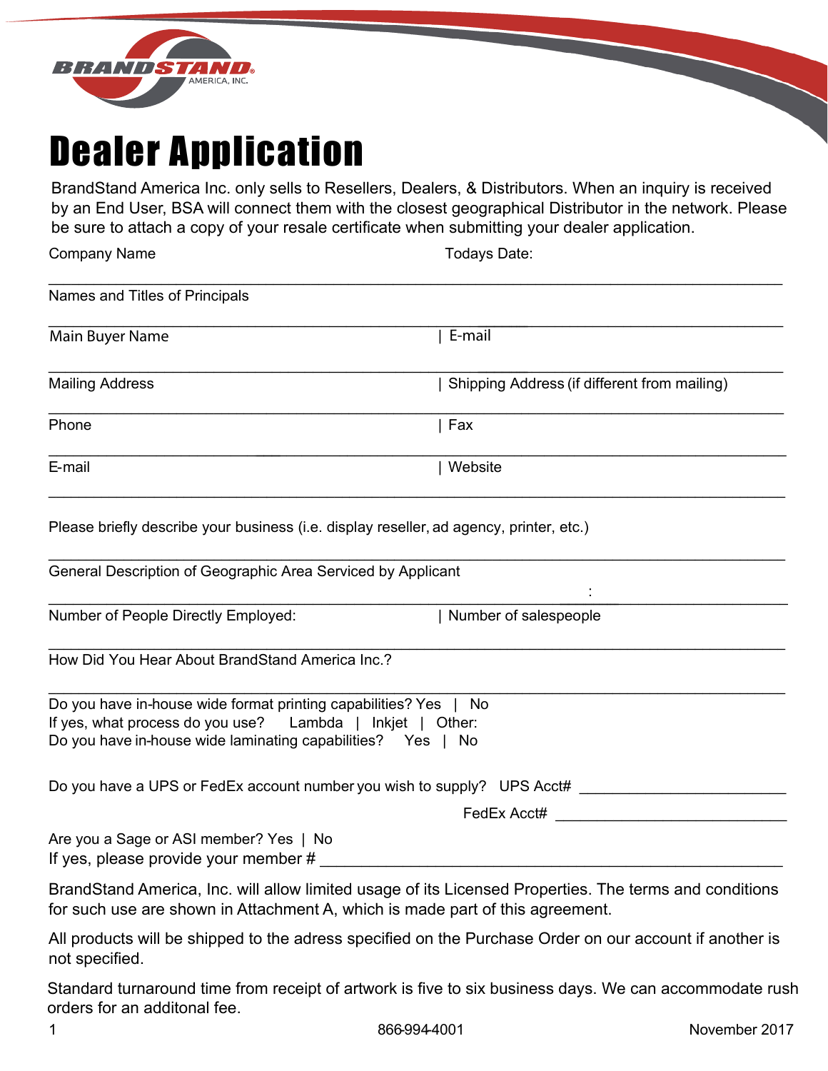BRANDSTAND AMERICA, INC.

# Dealer Application

BrandStand America Inc. only sells to Resellers, Dealers, & Distributors. When an inquiry is received by an End User, BSA will connect them with the closest geographical Distributor in the network. Please be sure to attach a copy of your resale certificate when submitting your dealer application.

Company Name Todays Date:

_______________________________________________________________________________

Names and Titles of Principals

_______________________________________________________________________________

Main Buyer Name | E-mail

_______________________________________________________________________________

Mailing Address | Shipping Address (if different from mailing)

_______________________________________________________________________________

Phone | Fax

_______________________________________________________________________________

E-mail | Website

_______________________________________________________________________________

Please briefly describe your business (i.e. display reseller, ad agency, printer, etc.)

_______________________________________________________________________________

General Description of Geographic Area Serviced by Applicant

_______________________________________________________________________________

Number of People Directly Employed: | Number of salespeople

_______________________________________________________________________________

How Did You Hear About BrandStand America Inc.?

_______________________________________________________________________________

Do you have in-house wide format printing capabilities? Yes | No
If yes, what process do you use? Lambda | Inkjet | Other:
Do you have in-house wide laminating capabilities? Yes | No

Do you have a UPS or FedEx account number you wish to supply? UPS Acct# ________________________

FedEx Acct# ________________________

Are you a Sage or ASI member? Yes | No
If yes, please provide your member # ________________________________________________

BrandStand America, Inc. will allow limited usage of its Licensed Properties. The terms and conditions for such use are shown in Attachment A, which is made part of this agreement.

All products will be shipped to the adress specified on the Purchase Order on our account if another is not specified.

Standard turnaround time from receipt of artwork is five to six business days. We can accommodate rush orders for an additonal fee.

866-994-4001 November 2017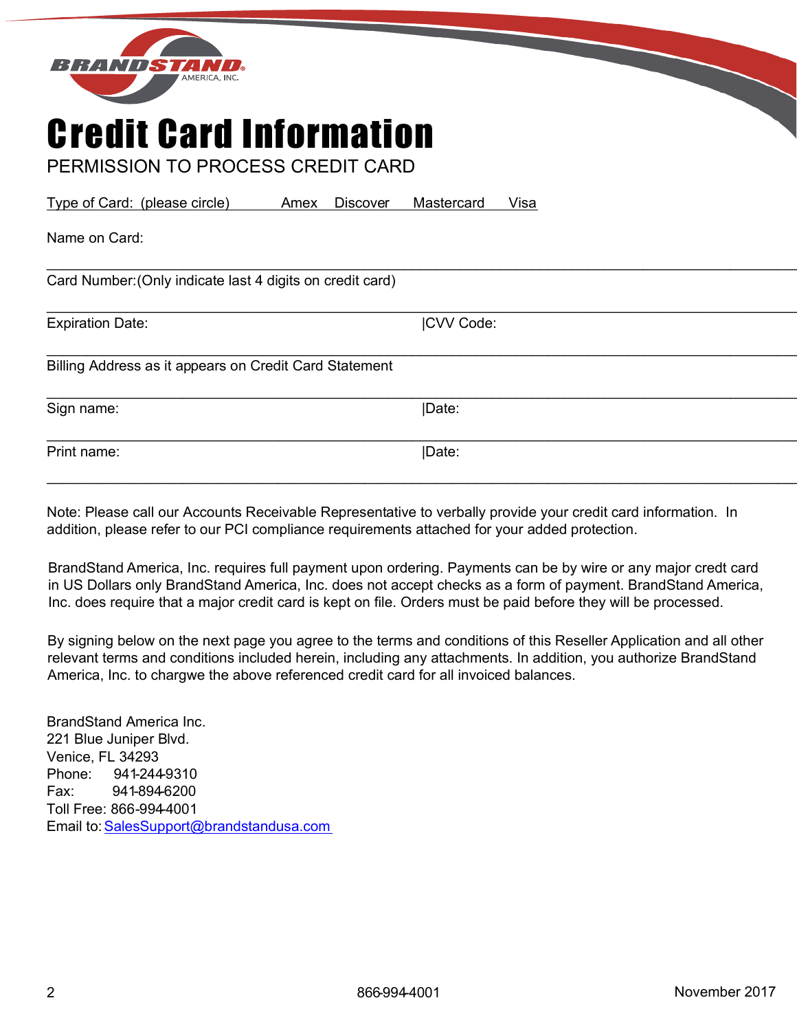# Credit Card Information

PERMISSION TO PROCESS CREDIT CARD

Type of Card: (please circle)    Amex    Discover    Mastercard    Visa

Name on Card:

---

Card Number:(Only indicate last 4 digits on credit card)

---

Expiration Date: |CVV Code:

---

Billing Address as it appears on Credit Card Statement

---

Sign name: |Date:

---

Print name: |Date:

---

Note: Please call our Accounts Receivable Representative to verbally provide your credit card information. In addition, please refer to our PCI compliance requirements attached for your added protection.

BrandStand America, Inc. requires full payment upon ordering. Payments can be by wire or any major credt card in US Dollars only BrandStand America, Inc. does not accept checks as a form of payment. BrandStand America, Inc. does require that a major credit card is kept on file. Orders must be paid before they will be processed.

By signing below on the next page you agree to the terms and conditions of this Reseller Application and all other relevant terms and conditions included herein, including any attachments. In addition, you authorize BrandStand America, Inc. to chargwe the above referenced credit card for all invoiced balances.

BrandStand America Inc.
221 Blue Juniper Blvd.
Venice, FL 34293
Phone: 941-244-9310
Fax: 941-894-6200
Toll Free: 866-994-4001
Email to: SalesSupport@brandstandusa.com

November 2017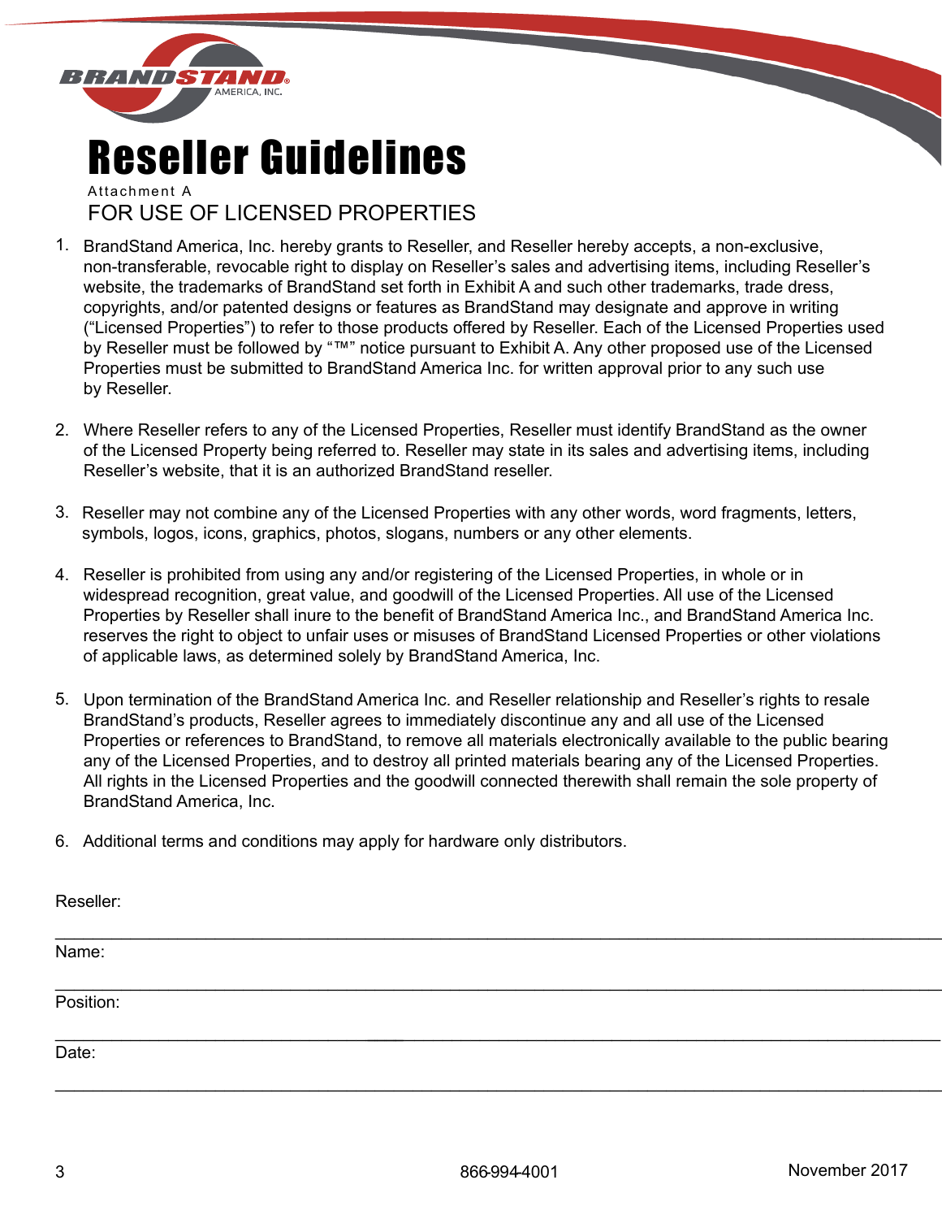# Reseller Guidelines

Attachment A

## FOR USE OF LICENSED PROPERTIES

1. BrandStand America, Inc. hereby grants to Reseller, and Reseller hereby accepts, a non-exclusive, non-transferable, revocable right to display on Reseller's sales and advertising items, including Reseller's website, the trademarks of BrandStand set forth in Exhibit A and such other trademarks, trade dress, copyrights, and/or patented designs or features as BrandStand may designate and approve in writing ("Licensed Properties") to refer to those products offered by Reseller. Each of the Licensed Properties used by Reseller must be followed by "™" notice pursuant to Exhibit A. Any other proposed use of the Licensed Properties must be submitted to BrandStand America Inc. for written approval prior to any such use by Reseller.

2. Where Reseller refers to any of the Licensed Properties, Reseller must identify BrandStand as the owner of the Licensed Property being referred to. Reseller may state in its sales and advertising items, including Reseller's website, that it is an authorized BrandStand reseller.

3. Reseller may not combine any of the Licensed Properties with any other words, word fragments, letters, symbols, logos, icons, graphics, photos, slogans, numbers or any other elements.

4. Reseller is prohibited from using any and/or registering of the Licensed Properties, in whole or in widespread recognition, great value, and goodwill of the Licensed Properties. All use of the Licensed Properties by Reseller shall inure to the benefit of BrandStand America Inc., and BrandStand America Inc. reserves the right to object to unfair uses or misuses of BrandStand Licensed Properties or other violations of applicable laws, as determined solely by BrandStand America, Inc.

5. Upon termination of the BrandStand America Inc. and Reseller relationship and Reseller's rights to resale BrandStand's products, Reseller agrees to immediately discontinue any and all use of the Licensed Properties or references to BrandStand, to remove all materials electronically available to the public bearing any of the Licensed Properties, and to destroy all printed materials bearing any of the Licensed Properties. All rights in the Licensed Properties and the goodwill connected therewith shall remain the sole property of BrandStand America, Inc.

6. Additional terms and conditions may apply for hardware only distributors.

Reseller:

___________________________________________

Name:

___________________________________________

Position:

___________________________________________

Date:

___________________________________________

866-994-4001 November 2017